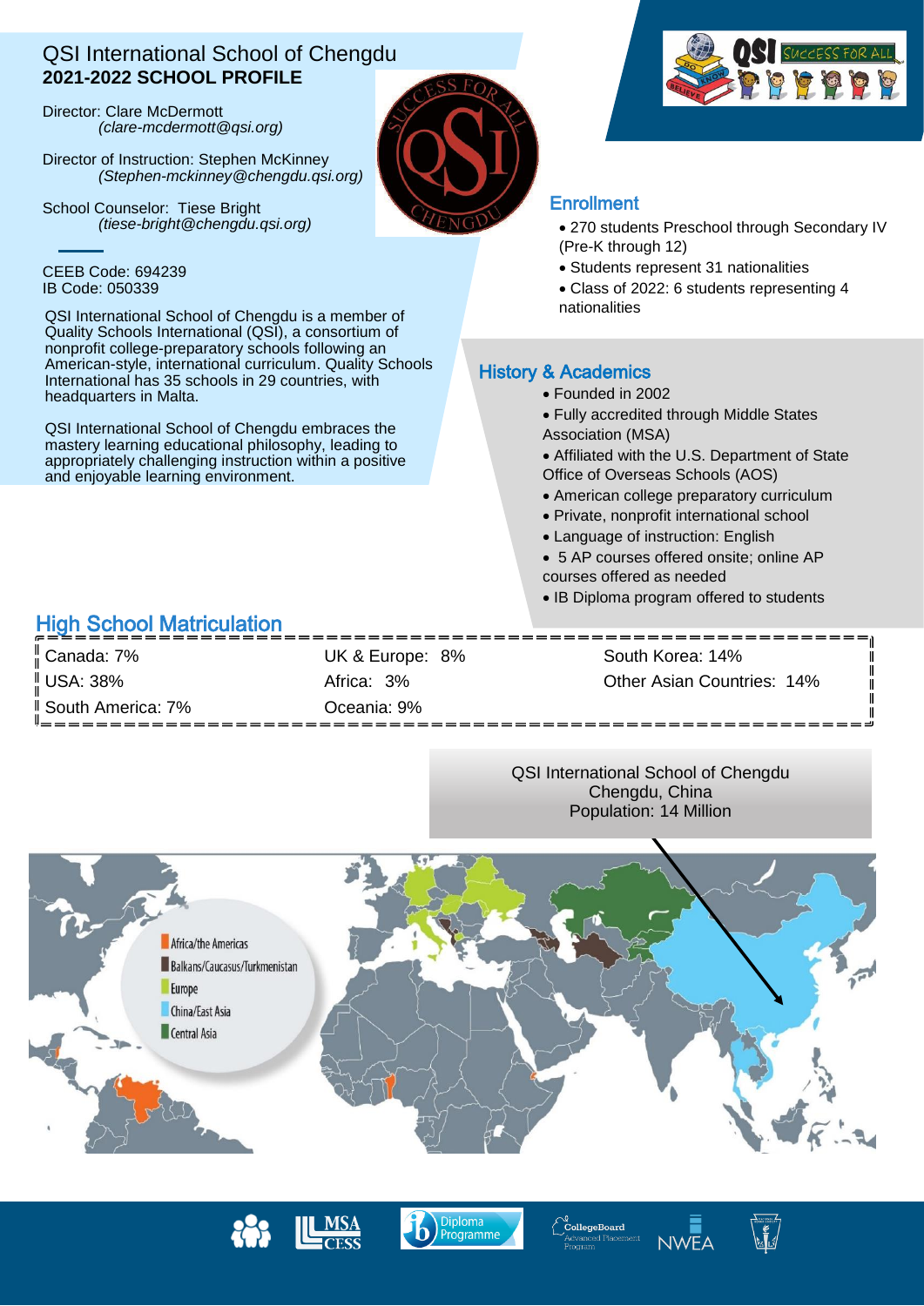# QSI International School of Chengdu
## 2021-2022 SCHOOL PROFILE

Director: Clare McDermott
*(clare-mcdermott@qsi.org)*

Director of Instruction: Stephen McKinney
*(Stephen-mckinney@chengdu.qsi.org)*

School Counselor: Tiese Bright
*(tiese-bright@chengdu.qsi.org)*

CEEB Code: 694239
IB Code: 050339

QSI International School of Chengdu is a member of Quality Schools International (QSI), a consortium of nonprofit college-preparatory schools following an American-style, international curriculum. Quality Schools International has 35 schools in 29 countries, with headquarters in Malta.

QSI International School of Chengdu embraces the mastery learning educational philosophy, leading to appropriately challenging instruction within a positive and enjoyable learning environment.

## Enrollment

- 270 students Preschool through Secondary IV (Pre-K through 12)
- Students represent 31 nationalities
- Class of 2022: 6 students representing 4 nationalities

## History & Academics

- Founded in 2002
- Fully accredited through Middle States Association (MSA)
- Affiliated with the U.S. Department of State Office of Overseas Schools (AOS)
- American college preparatory curriculum
- Private, nonprofit international school
- Language of instruction: English
- 5 AP courses offered onsite; online AP courses offered as needed
- IB Diploma program offered to students

## High School Matriculation

| | | |
|---|---|---|
| Canada: 7% | UK & Europe: 8% | South Korea: 14% |
| USA: 38% | Africa: 3% | Other Asian Countries: 14% |
| South America: 7% | Oceania: 9% | |

QSI International School of Chengdu
Chengdu, China
Population: 14 Million

Africa/the Americas
Balkans/Caucasus/Turkmenistan
Europe
China/East Asia
Central Asia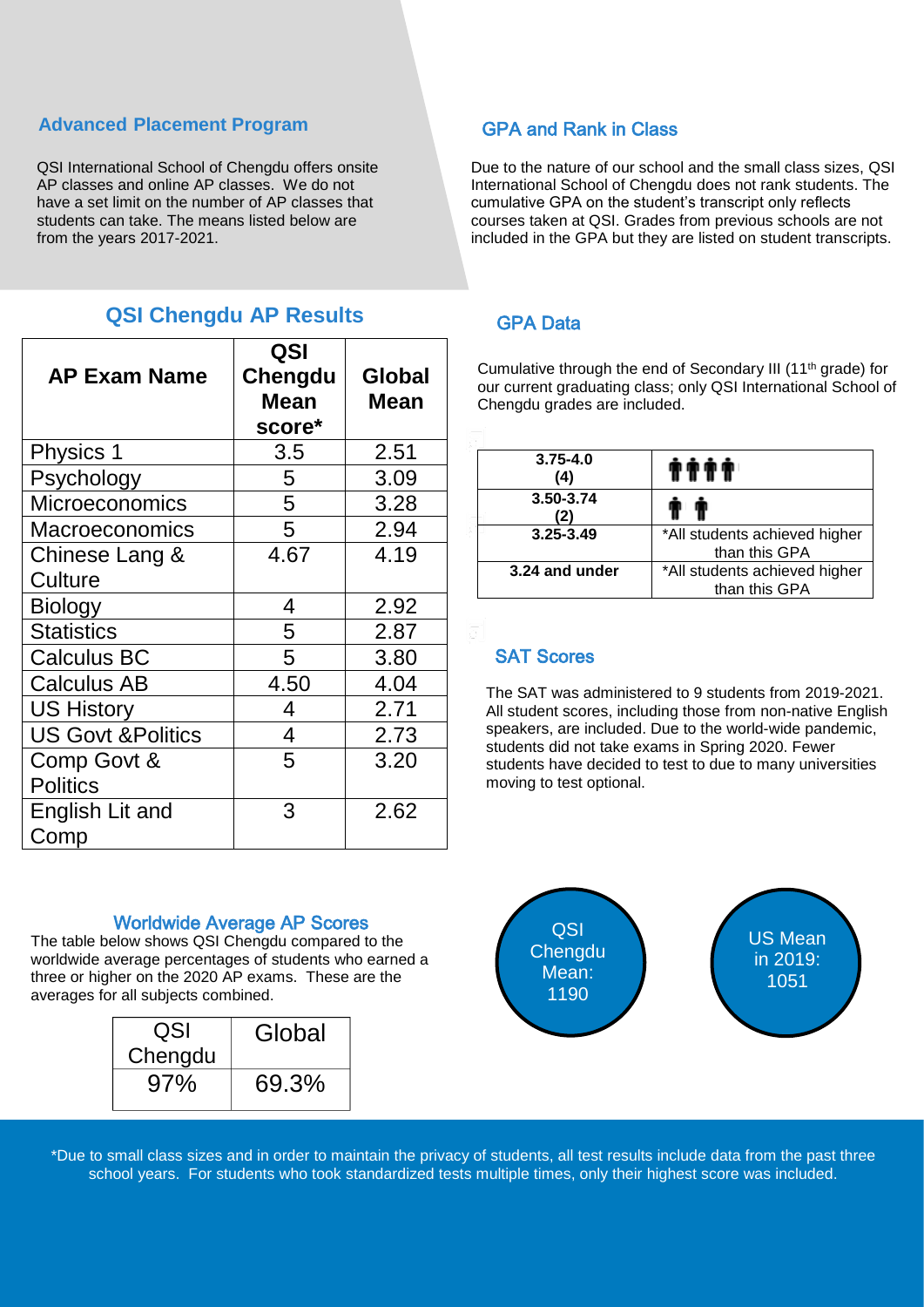## Advanced Placement Program

QSI International School of Chengdu offers onsite AP classes and online AP classes. We do not have a set limit on the number of AP classes that students can take. The means listed below are from the years 2017-2021.

## QSI Chengdu AP Results

| AP Exam Name | QSI Chengdu Mean score* | Global Mean |
|---|---|---|
| Physics 1 | 3.5 | 2.51 |
| Psychology | 5 | 3.09 |
| Microeconomics | 5 | 3.28 |
| Macroeconomics | 5 | 2.94 |
| Chinese Lang & Culture | 4.67 | 4.19 |
| Biology | 4 | 2.92 |
| Statistics | 5 | 2.87 |
| Calculus BC | 5 | 3.80 |
| Calculus AB | 4.50 | 4.04 |
| US History | 4 | 2.71 |
| US Govt &Politics | 4 | 2.73 |
| Comp Govt & Politics | 5 | 3.20 |
| English Lit and Comp | 3 | 2.62 |

### Worldwide Average AP Scores

The table below shows QSI Chengdu compared to the worldwide average percentages of students who earned a three or higher on the 2020 AP exams. These are the averages for all subjects combined.

| QSI Chengdu | Global |
|---|---|
| 97% | 69.3% |

## GPA and Rank in Class

Due to the nature of our school and the small class sizes, QSI International School of Chengdu does not rank students. The cumulative GPA on the student's transcript only reflects courses taken at QSI. Grades from previous schools are not included in the GPA but they are listed on student transcripts.

### GPA Data

Cumulative through the end of Secondary III (11th grade) for our current graduating class; only QSI International School of Chengdu grades are included.

| GPA | Students |
|---|---|
| **3.75-4.0 (4)** | 🧍🧍🧍🧍 |
| **3.50-3.74 (2)** | 🧍🧍 |
| **3.25-3.49** | *All students achieved higher than this GPA |
| **3.24 and under** | *All students achieved higher than this GPA |

### SAT Scores

The SAT was administered to 9 students from 2019-2021. All student scores, including those from non-native English speakers, are included. Due to the world-wide pandemic, students did not take exams in Spring 2020. Fewer students have decided to test to due to many universities moving to test optional.

QSI Chengdu Mean: 1190

US Mean in 2019: 1051

*Due to small class sizes and in order to maintain the privacy of students, all test results include data from the past three school years. For students who took standardized tests multiple times, only their highest score was included.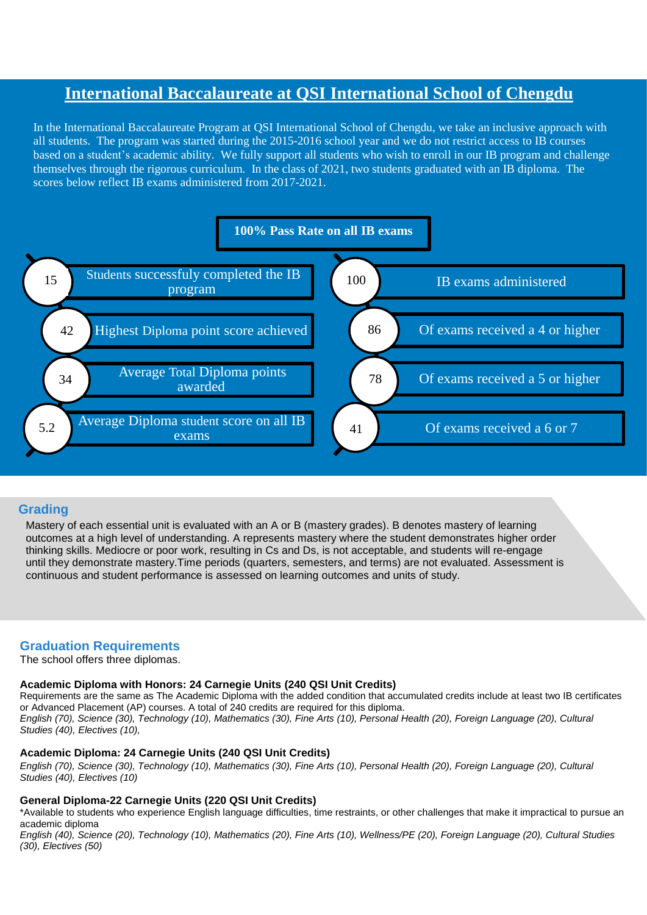# International Baccalaureate at QSI International School of Chengdu

In the International Baccalaureate Program at QSI International School of Chengdu, we take an inclusive approach with all students. The program was started during the 2015-2016 school year and we do not restrict access to IB courses based on a student's academic ability. We fully support all students who wish to enroll in our IB program and challenge themselves through the rigorous curriculum. In the class of 2021, two students graduated with an IB diploma. The scores below reflect IB exams administered from 2017-2021.

**100% Pass Rate on all IB exams**

- **15** Students successfuly completed the IB program
- **42** Highest Diploma point score achieved
- **34** Average Total Diploma points awarded
- **5.2** Average Diploma student score on all IB exams
- **100** IB exams administered
- **86** Of exams received a 4 or higher
- **78** Of exams received a 5 or higher
- **41** Of exams received a 6 or 7

## Grading

Mastery of each essential unit is evaluated with an A or B (mastery grades). B denotes mastery of learning outcomes at a high level of understanding. A represents mastery where the student demonstrates higher order thinking skills. Mediocre or poor work, resulting in Cs and Ds, is not acceptable, and students will re-engage until they demonstrate mastery.Time periods (quarters, semesters, and terms) are not evaluated. Assessment is continuous and student performance is assessed on learning outcomes and units of study.

## Graduation Requirements

The school offers three diplomas.

**Academic Diploma with Honors: 24 Carnegie Units (240 QSI Unit Credits)**

Requirements are the same as The Academic Diploma with the added condition that accumulated credits include at least two IB certificates or Advanced Placement (AP) courses. A total of 240 credits are required for this diploma.

*English (70), Science (30), Technology (10), Mathematics (30), Fine Arts (10), Personal Health (20), Foreign Language (20), Cultural Studies (40), Electives (10),*

**Academic Diploma: 24 Carnegie Units (240 QSI Unit Credits)**

*English (70), Science (30), Technology (10), Mathematics (30), Fine Arts (10), Personal Health (20), Foreign Language (20), Cultural Studies (40), Electives (10)*

**General Diploma-22 Carnegie Units (220 QSI Unit Credits)**

*Available to students who experience English language difficulties, time restraints, or other challenges that make it impractical to pursue an academic diploma

*English (40), Science (20), Technology (10), Mathematics (20), Fine Arts (10), Wellness/PE (20), Foreign Language (20), Cultural Studies (30), Electives (50)*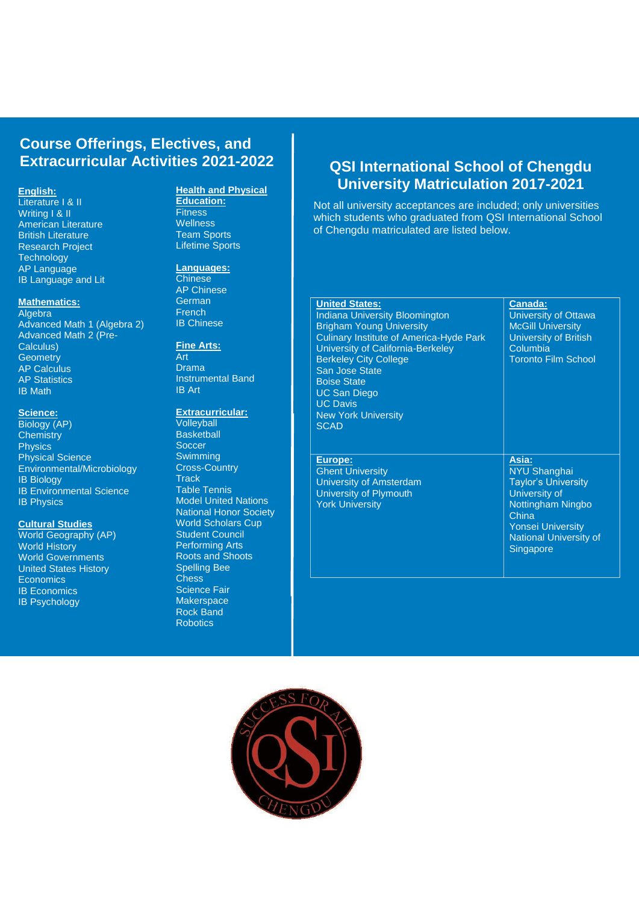## Course Offerings, Electives, and Extracurricular Activities 2021-2022

**English:**
- Literature I & II
- Writing I & II
- American Literature
- British Literature
- Research Project
- Technology
- AP Language
- IB Language and Lit

**Mathematics:**
- Algebra
- Advanced Math 1 (Algebra 2)
- Advanced Math 2 (Pre-Calculus)
- Geometry
- AP Calculus
- AP Statistics
- IB Math

**Science:**
- Biology (AP)
- Chemistry
- Physics
- Physical Science
- Environmental/Microbiology
- IB Biology
- IB Environmental Science
- IB Physics

**Cultural Studies**
- World Geography (AP)
- World History
- World Governments
- United States History
- Economics
- IB Economics
- IB Psychology

**Health and Physical Education:**
- Fitness
- Wellness
- Team Sports
- Lifetime Sports

**Languages:**
- Chinese
- AP Chinese
- German
- French
- IB Chinese

**Fine Arts:**
- Art
- Drama
- Instrumental Band
- IB Art

**Extracurricular:**
- Volleyball
- Basketball
- Soccer
- Swimming
- Cross-Country
- Track
- Table Tennis
- Model United Nations
- National Honor Society
- World Scholars Cup
- Student Council
- Performing Arts
- Roots and Shoots
- Spelling Bee
- Chess
- Science Fair
- Makerspace
- Rock Band
- Robotics

## QSI International School of Chengdu University Matriculation 2017-2021

Not all university acceptances are included; only universities which students who graduated from QSI International School of Chengdu matriculated are listed below.

| | |
|---|---|
| **United States:**<br>Indiana University Bloomington<br>Brigham Young University<br>Culinary Institute of America-Hyde Park<br>University of California-Berkeley<br>Berkeley City College<br>San Jose State<br>Boise State<br>UC San Diego<br>UC Davis<br>New York University<br>SCAD | **Canada:**<br>University of Ottawa<br>McGill University<br>University of British Columbia<br>Toronto Film School |
| **Europe:**<br>Ghent University<br>University of Amsterdam<br>University of Plymouth<br>York University | **Asia:**<br>NYU Shanghai<br>Taylor's University<br>University of Nottingham Ningbo China<br>Yonsei University<br>National University of Singapore |

SUCCESS FOR ALL
QSI
CHENGDU